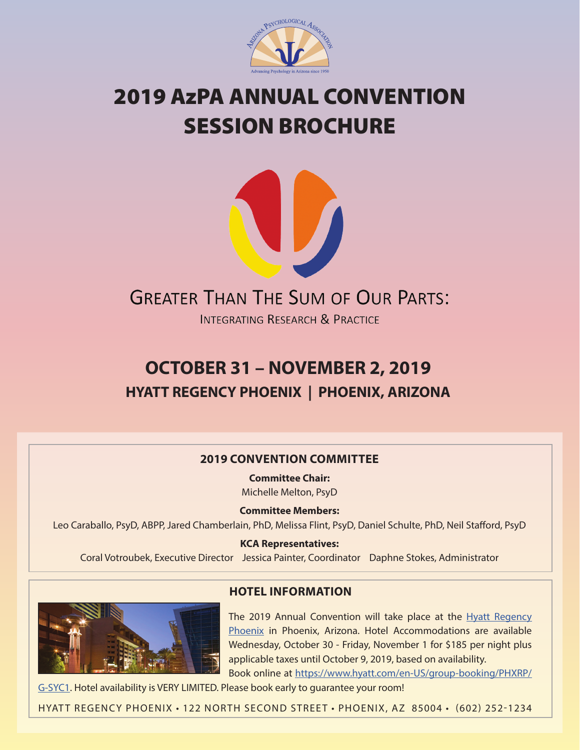# 2019 AzPA ANNUAL CONVENTION SESSION BROCHURE

## GREATER THAN THE SUM OF OUR PARTS:

### INTEGRATING RESEARCH & PRACTICE

## OCTOBER 31 – NOVEMBER 2, 2019

### HYATT REGENCY PHOENIX | PHOENIX, ARIZONA

### 2019 CONVENTION COMMITTEE

**Committee Chair:**
Michelle Melton, PsyD

**Committee Members:**
Leo Caraballo, PsyD, ABPP, Jared Chamberlain, PhD, Melissa Flint, PsyD, Daniel Schulte, PhD, Neil Stafford, PsyD

**KCA Representatives:**
Coral Votroubek, Executive Director  Jessica Painter, Coordinator  Daphne Stokes, Administrator

### HOTEL INFORMATION

The 2019 Annual Convention will take place at the Hyatt Regency Phoenix in Phoenix, Arizona. Hotel Accommodations are available Wednesday, October 30 - Friday, November 1 for $185 per night plus applicable taxes until October 9, 2019, based on availability.
Book online at https://www.hyatt.com/en-US/group-booking/PHXRP/G-SYC1. Hotel availability is VERY LIMITED. Please book early to guarantee your room!

HYATT REGENCY PHOENIX • 122 NORTH SECOND STREET • PHOENIX, AZ 85004 • (602) 252-1234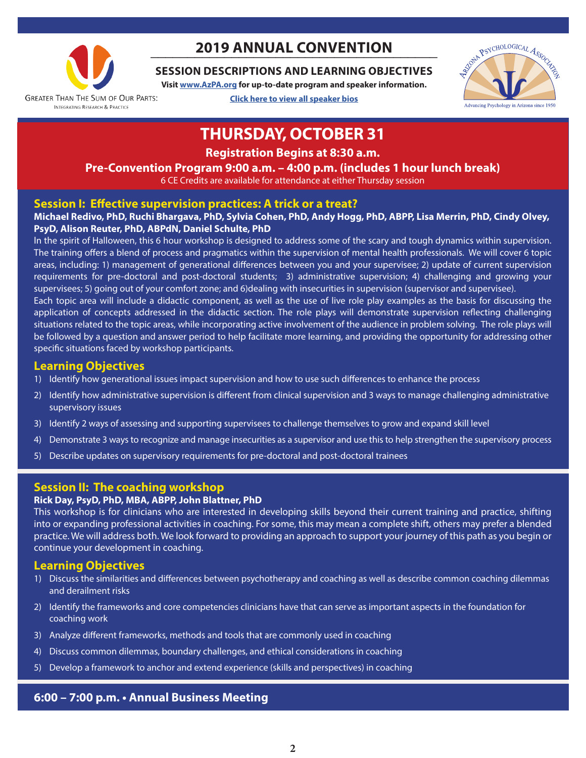# 2019 ANNUAL CONVENTION

## SESSION DESCRIPTIONS AND LEARNING OBJECTIVES

**Visit www.AzPA.org for up-to-date program and speaker information.**

**Click here to view all speaker bios**

Greater Than The Sum of Our Parts: Integrating Research & Practice

Arizona Psychological Association — Advancing Psychology in Arizona since 1950

# THURSDAY, OCTOBER 31

**Registration Begins at 8:30 a.m.**

**Pre-Convention Program 9:00 a.m. – 4:00 p.m. (includes 1 hour lunch break)**

6 CE Credits are available for attendance at either Thursday session

## Session I: Effective supervision practices: A trick or a treat?

**Michael Redivo, PhD, Ruchi Bhargava, PhD, Sylvia Cohen, PhD, Andy Hogg, PhD, ABPP, Lisa Merrin, PhD, Cindy Olvey, PsyD, Alison Reuter, PhD, ABPdN, Daniel Schulte, PhD**

In the spirit of Halloween, this 6 hour workshop is designed to address some of the scary and tough dynamics within supervision. The training offers a blend of process and pragmatics within the supervision of mental health professionals. We will cover 6 topic areas, including: 1) management of generational differences between you and your supervisee; 2) update of current supervision requirements for pre-doctoral and post-doctoral students; 3) administrative supervision; 4) challenging and growing your supervisees; 5) going out of your comfort zone; and 6)dealing with insecurities in supervision (supervisor and supervisee).

Each topic area will include a didactic component, as well as the use of live role play examples as the basis for discussing the application of concepts addressed in the didactic section. The role plays will demonstrate supervision reflecting challenging situations related to the topic areas, while incorporating active involvement of the audience in problem solving. The role plays will be followed by a question and answer period to help facilitate more learning, and providing the opportunity for addressing other specific situations faced by workshop participants.

### Learning Objectives

1) Identify how generational issues impact supervision and how to use such differences to enhance the process
2) Identify how administrative supervision is different from clinical supervision and 3 ways to manage challenging administrative supervisory issues
3) Identify 2 ways of assessing and supporting supervisees to challenge themselves to grow and expand skill level
4) Demonstrate 3 ways to recognize and manage insecurities as a supervisor and use this to help strengthen the supervisory process
5) Describe updates on supervisory requirements for pre-doctoral and post-doctoral trainees

## Session II: The coaching workshop

**Rick Day, PsyD, PhD, MBA, ABPP, John Blattner, PhD**

This workshop is for clinicians who are interested in developing skills beyond their current training and practice, shifting into or expanding professional activities in coaching. For some, this may mean a complete shift, others may prefer a blended practice. We will address both. We look forward to providing an approach to support your journey of this path as you begin or continue your development in coaching.

### Learning Objectives

1) Discuss the similarities and differences between psychotherapy and coaching as well as describe common coaching dilemmas and derailment risks
2) Identify the frameworks and core competencies clinicians have that can serve as important aspects in the foundation for coaching work
3) Analyze different frameworks, methods and tools that are commonly used in coaching
4) Discuss common dilemmas, boundary challenges, and ethical considerations in coaching
5) Develop a framework to anchor and extend experience (skills and perspectives) in coaching

## 6:00 – 7:00 p.m. • Annual Business Meeting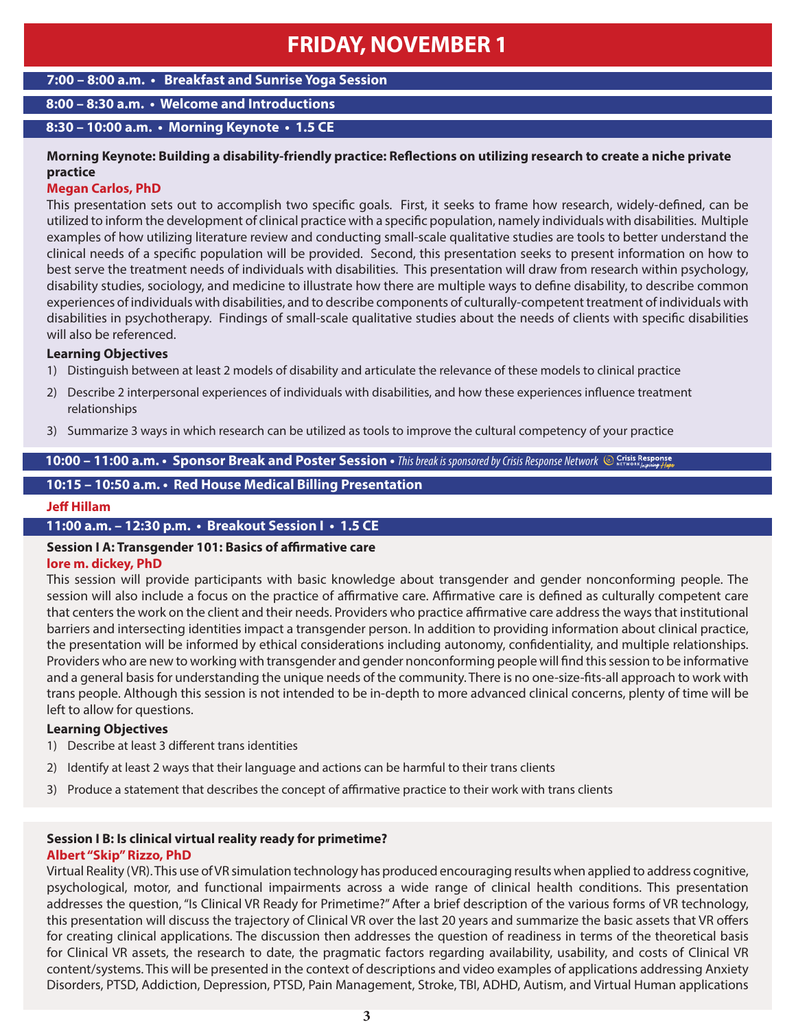# FRIDAY, NOVEMBER 1

**7:00 – 8:00 a.m. • Breakfast and Sunrise Yoga Session**

**8:00 – 8:30 a.m. • Welcome and Introductions**

**8:30 – 10:00 a.m. • Morning Keynote • 1.5 CE**

**Morning Keynote: Building a disability-friendly practice: Reflections on utilizing research to create a niche private practice**

**Megan Carlos, PhD**

This presentation sets out to accomplish two specific goals. First, it seeks to frame how research, widely-defined, can be utilized to inform the development of clinical practice with a specific population, namely individuals with disabilities. Multiple examples of how utilizing literature review and conducting small-scale qualitative studies are tools to better understand the clinical needs of a specific population will be provided. Second, this presentation seeks to present information on how to best serve the treatment needs of individuals with disabilities. This presentation will draw from research within psychology, disability studies, sociology, and medicine to illustrate how there are multiple ways to define disability, to describe common experiences of individuals with disabilities, and to describe components of culturally-competent treatment of individuals with disabilities in psychotherapy. Findings of small-scale qualitative studies about the needs of clients with specific disabilities will also be referenced.

**Learning Objectives**

1) Distinguish between at least 2 models of disability and articulate the relevance of these models to clinical practice
2) Describe 2 interpersonal experiences of individuals with disabilities, and how these experiences influence treatment relationships
3) Summarize 3 ways in which research can be utilized as tools to improve the cultural competency of your practice

**10:00 – 11:00 a.m. • Sponsor Break and Poster Session •** *This break is sponsored by Crisis Response Network*

**10:15 – 10:50 a.m. • Red House Medical Billing Presentation**

**Jeff Hillam**

**11:00 a.m. – 12:30 p.m. • Breakout Session I • 1.5 CE**

**Session I A: Transgender 101: Basics of affirmative care**

**lore m. dickey, PhD**

This session will provide participants with basic knowledge about transgender and gender nonconforming people. The session will also include a focus on the practice of affirmative care. Affirmative care is defined as culturally competent care that centers the work on the client and their needs. Providers who practice affirmative care address the ways that institutional barriers and intersecting identities impact a transgender person. In addition to providing information about clinical practice, the presentation will be informed by ethical considerations including autonomy, confidentiality, and multiple relationships. Providers who are new to working with transgender and gender nonconforming people will find this session to be informative and a general basis for understanding the unique needs of the community. There is no one-size-fits-all approach to work with trans people. Although this session is not intended to be in-depth to more advanced clinical concerns, plenty of time will be left to allow for questions.

**Learning Objectives**

1) Describe at least 3 different trans identities
2) Identify at least 2 ways that their language and actions can be harmful to their trans clients
3) Produce a statement that describes the concept of affirmative practice to their work with trans clients

**Session I B: Is clinical virtual reality ready for primetime?**

**Albert "Skip" Rizzo, PhD**

Virtual Reality (VR). This use of VR simulation technology has produced encouraging results when applied to address cognitive, psychological, motor, and functional impairments across a wide range of clinical health conditions. This presentation addresses the question, "Is Clinical VR Ready for Primetime?" After a brief description of the various forms of VR technology, this presentation will discuss the trajectory of Clinical VR over the last 20 years and summarize the basic assets that VR offers for creating clinical applications. The discussion then addresses the question of readiness in terms of the theoretical basis for Clinical VR assets, the research to date, the pragmatic factors regarding availability, usability, and costs of Clinical VR content/systems. This will be presented in the context of descriptions and video examples of applications addressing Anxiety Disorders, PTSD, Addiction, Depression, PTSD, Pain Management, Stroke, TBI, ADHD, Autism, and Virtual Human applications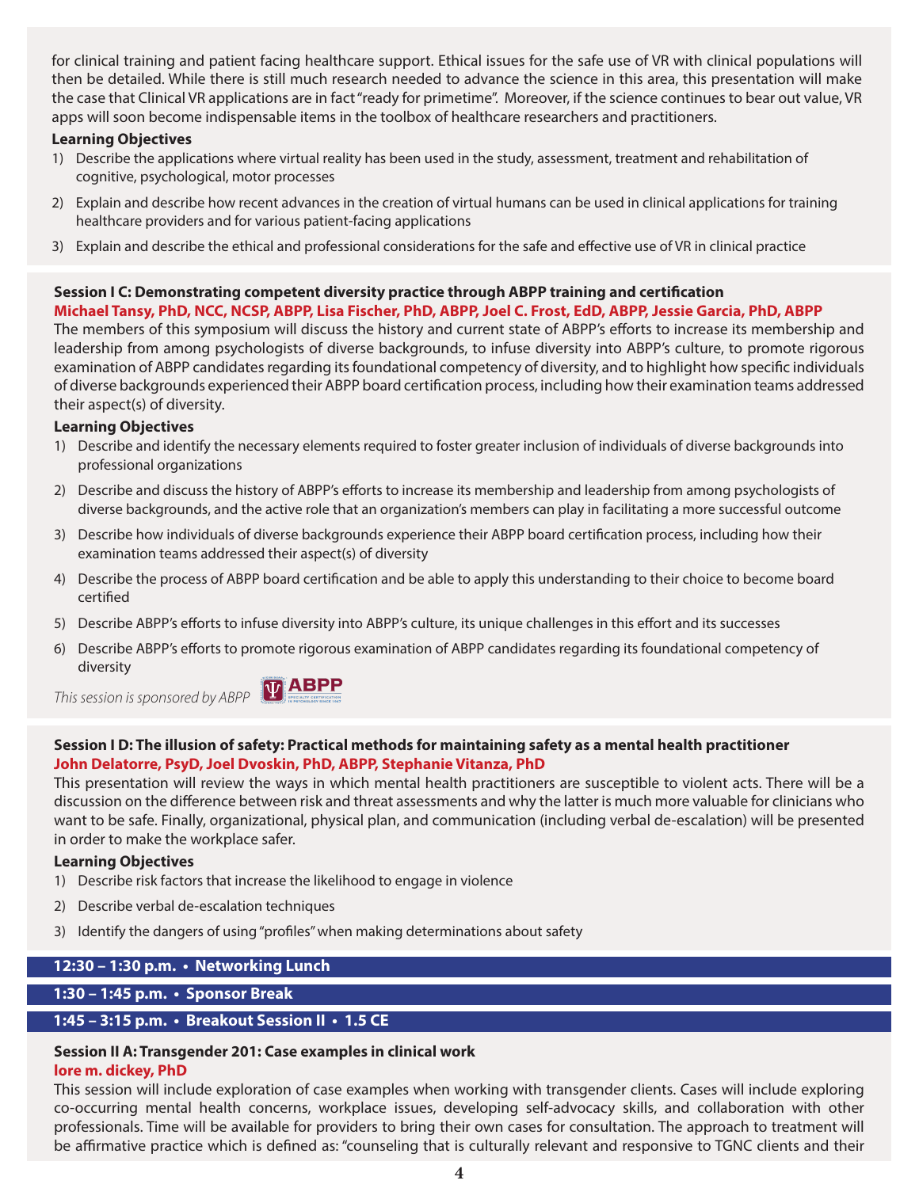for clinical training and patient facing healthcare support. Ethical issues for the safe use of VR with clinical populations will then be detailed. While there is still much research needed to advance the science in this area, this presentation will make the case that Clinical VR applications are in fact "ready for primetime". Moreover, if the science continues to bear out value, VR apps will soon become indispensable items in the toolbox of healthcare researchers and practitioners.

**Learning Objectives**

1) Describe the applications where virtual reality has been used in the study, assessment, treatment and rehabilitation of cognitive, psychological, motor processes
2) Explain and describe how recent advances in the creation of virtual humans can be used in clinical applications for training healthcare providers and for various patient-facing applications
3) Explain and describe the ethical and professional considerations for the safe and effective use of VR in clinical practice

### Session I C: Demonstrating competent diversity practice through ABPP training and certification

**Michael Tansy, PhD, NCC, NCSP, ABPP, Lisa Fischer, PhD, ABPP, Joel C. Frost, EdD, ABPP, Jessie Garcia, PhD, ABPP**

The members of this symposium will discuss the history and current state of ABPP's efforts to increase its membership and leadership from among psychologists of diverse backgrounds, to infuse diversity into ABPP's culture, to promote rigorous examination of ABPP candidates regarding its foundational competency of diversity, and to highlight how specific individuals of diverse backgrounds experienced their ABPP board certification process, including how their examination teams addressed their aspect(s) of diversity.

**Learning Objectives**

1) Describe and identify the necessary elements required to foster greater inclusion of individuals of diverse backgrounds into professional organizations
2) Describe and discuss the history of ABPP's efforts to increase its membership and leadership from among psychologists of diverse backgrounds, and the active role that an organization's members can play in facilitating a more successful outcome
3) Describe how individuals of diverse backgrounds experience their ABPP board certification process, including how their examination teams addressed their aspect(s) of diversity
4) Describe the process of ABPP board certification and be able to apply this understanding to their choice to become board certified
5) Describe ABPP's efforts to infuse diversity into ABPP's culture, its unique challenges in this effort and its successes
6) Describe ABPP's efforts to promote rigorous examination of ABPP candidates regarding its foundational competency of diversity

*This session is sponsored by ABPP*

### Session I D: The illusion of safety: Practical methods for maintaining safety as a mental health practitioner

**John Delatorre, PsyD, Joel Dvoskin, PhD, ABPP, Stephanie Vitanza, PhD**

This presentation will review the ways in which mental health practitioners are susceptible to violent acts. There will be a discussion on the difference between risk and threat assessments and why the latter is much more valuable for clinicians who want to be safe. Finally, organizational, physical plan, and communication (including verbal de-escalation) will be presented in order to make the workplace safer.

**Learning Objectives**

1) Describe risk factors that increase the likelihood to engage in violence
2) Describe verbal de-escalation techniques
3) Identify the dangers of using "profiles" when making determinations about safety

## 12:30 – 1:30 p.m. • Networking Lunch

## 1:30 – 1:45 p.m. • Sponsor Break

## 1:45 – 3:15 p.m. • Breakout Session II • 1.5 CE

### Session II A: Transgender 201: Case examples in clinical work

**lore m. dickey, PhD**

This session will include exploration of case examples when working with transgender clients. Cases will include exploring co-occurring mental health concerns, workplace issues, developing self-advocacy skills, and collaboration with other professionals. Time will be available for providers to bring their own cases for consultation. The approach to treatment will be affirmative practice which is defined as: "counseling that is culturally relevant and responsive to TGNC clients and their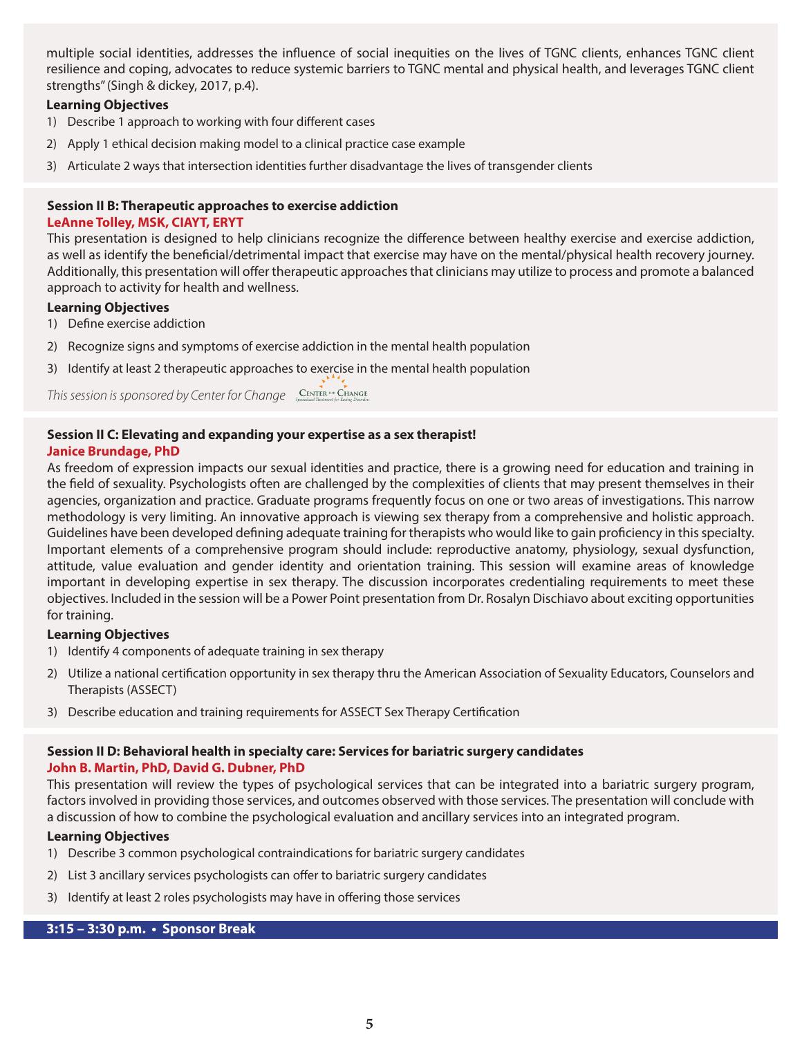multiple social identities, addresses the influence of social inequities on the lives of TGNC clients, enhances TGNC client resilience and coping, advocates to reduce systemic barriers to TGNC mental and physical health, and leverages TGNC client strengths" (Singh & dickey, 2017, p.4).

**Learning Objectives**

1) Describe 1 approach to working with four different cases
2) Apply 1 ethical decision making model to a clinical practice case example
3) Articulate 2 ways that intersection identities further disadvantage the lives of transgender clients

### Session II B: Therapeutic approaches to exercise addiction

**LeAnne Tolley, MSK, CIAYT, ERYT**

This presentation is designed to help clinicians recognize the difference between healthy exercise and exercise addiction, as well as identify the beneficial/detrimental impact that exercise may have on the mental/physical health recovery journey. Additionally, this presentation will offer therapeutic approaches that clinicians may utilize to process and promote a balanced approach to activity for health and wellness.

**Learning Objectives**

1) Define exercise addiction
2) Recognize signs and symptoms of exercise addiction in the mental health population
3) Identify at least 2 therapeutic approaches to exercise in the mental health population

*This session is sponsored by Center for Change*

### Session II C: Elevating and expanding your expertise as a sex therapist!

**Janice Brundage, PhD**

As freedom of expression impacts our sexual identities and practice, there is a growing need for education and training in the field of sexuality. Psychologists often are challenged by the complexities of clients that may present themselves in their agencies, organization and practice. Graduate programs frequently focus on one or two areas of investigations. This narrow methodology is very limiting. An innovative approach is viewing sex therapy from a comprehensive and holistic approach. Guidelines have been developed defining adequate training for therapists who would like to gain proficiency in this specialty. Important elements of a comprehensive program should include: reproductive anatomy, physiology, sexual dysfunction, attitude, value evaluation and gender identity and orientation training. This session will examine areas of knowledge important in developing expertise in sex therapy. The discussion incorporates credentialing requirements to meet these objectives. Included in the session will be a Power Point presentation from Dr. Rosalyn Dischiavo about exciting opportunities for training.

**Learning Objectives**

1) Identify 4 components of adequate training in sex therapy
2) Utilize a national certification opportunity in sex therapy thru the American Association of Sexuality Educators, Counselors and Therapists (ASSECT)
3) Describe education and training requirements for ASSECT Sex Therapy Certification

### Session II D: Behavioral health in specialty care: Services for bariatric surgery candidates

**John B. Martin, PhD, David G. Dubner, PhD**

This presentation will review the types of psychological services that can be integrated into a bariatric surgery program, factors involved in providing those services, and outcomes observed with those services. The presentation will conclude with a discussion of how to combine the psychological evaluation and ancillary services into an integrated program.

**Learning Objectives**

1) Describe 3 common psychological contraindications for bariatric surgery candidates
2) List 3 ancillary services psychologists can offer to bariatric surgery candidates
3) Identify at least 2 roles psychologists may have in offering those services

**3:15 – 3:30 p.m. • Sponsor Break**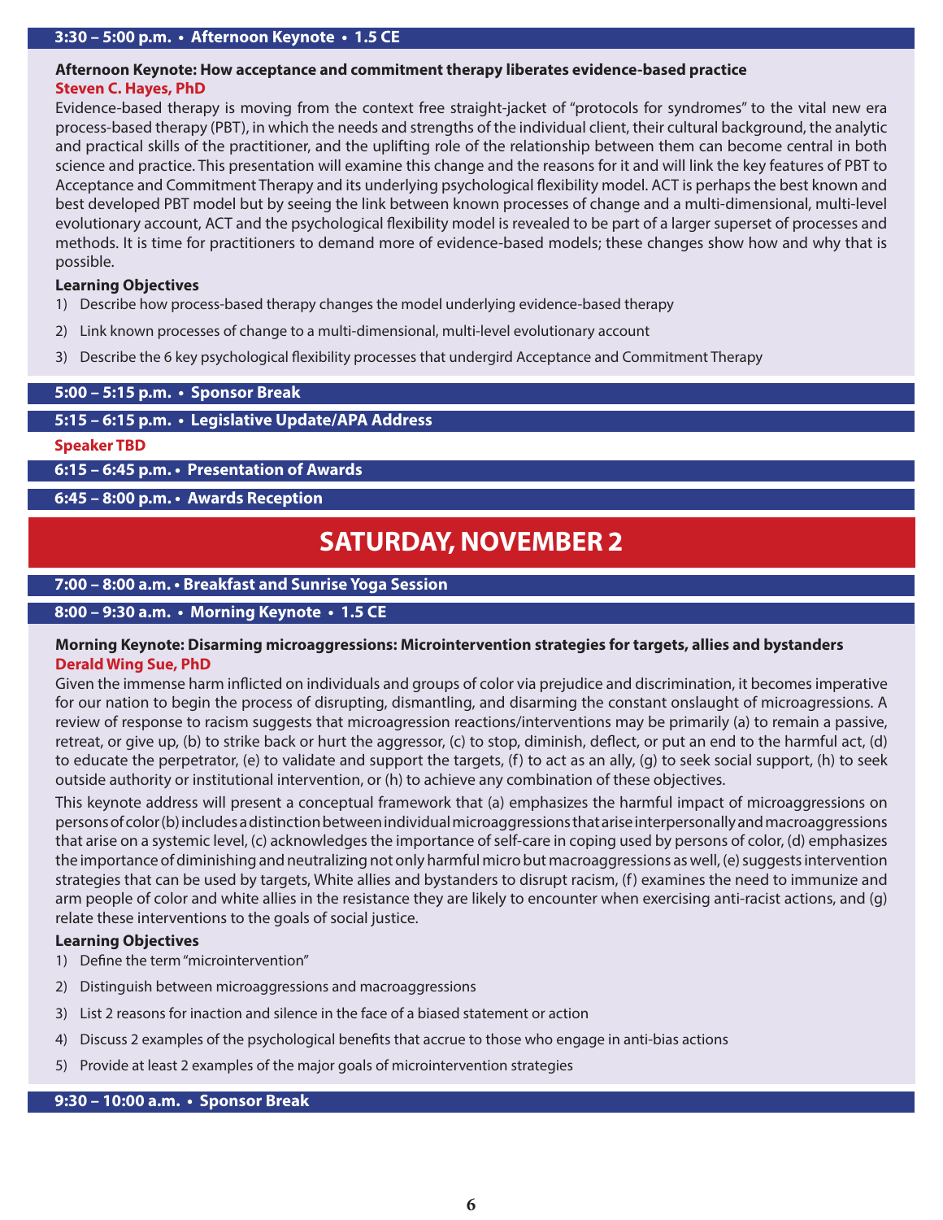## 3:30 – 5:00 p.m. • Afternoon Keynote • 1.5 CE

**Afternoon Keynote: How acceptance and commitment therapy liberates evidence-based practice**
**Steven C. Hayes, PhD**

Evidence-based therapy is moving from the context free straight-jacket of "protocols for syndromes" to the vital new era process-based therapy (PBT), in which the needs and strengths of the individual client, their cultural background, the analytic and practical skills of the practitioner, and the uplifting role of the relationship between them can become central in both science and practice. This presentation will examine this change and the reasons for it and will link the key features of PBT to Acceptance and Commitment Therapy and its underlying psychological flexibility model. ACT is perhaps the best known and best developed PBT model but by seeing the link between known processes of change and a multi-dimensional, multi-level evolutionary account, ACT and the psychological flexibility model is revealed to be part of a larger superset of processes and methods. It is time for practitioners to demand more of evidence-based models; these changes show how and why that is possible.

**Learning Objectives**

1) Describe how process-based therapy changes the model underlying evidence-based therapy
2) Link known processes of change to a multi-dimensional, multi-level evolutionary account
3) Describe the 6 key psychological flexibility processes that undergird Acceptance and Commitment Therapy

## 5:00 – 5:15 p.m. • Sponsor Break

## 5:15 – 6:15 p.m. • Legislative Update/APA Address

**Speaker TBD**

## 6:15 – 6:45 p.m. • Presentation of Awards

## 6:45 – 8:00 p.m. • Awards Reception

# SATURDAY, NOVEMBER 2

## 7:00 – 8:00 a.m. • Breakfast and Sunrise Yoga Session

## 8:00 – 9:30 a.m. • Morning Keynote • 1.5 CE

**Morning Keynote: Disarming microaggressions: Microintervention strategies for targets, allies and bystanders**
**Derald Wing Sue, PhD**

Given the immense harm inflicted on individuals and groups of color via prejudice and discrimination, it becomes imperative for our nation to begin the process of disrupting, dismantling, and disarming the constant onslaught of microagressions. A review of response to racism suggests that microagression reactions/interventions may be primarily (a) to remain a passive, retreat, or give up, (b) to strike back or hurt the aggressor, (c) to stop, diminish, deflect, or put an end to the harmful act, (d) to educate the perpetrator, (e) to validate and support the targets, (f) to act as an ally, (g) to seek social support, (h) to seek outside authority or institutional intervention, or (h) to achieve any combination of these objectives.

This keynote address will present a conceptual framework that (a) emphasizes the harmful impact of microaggressions on persons of color (b) includes a distinction between individual microaggressions that arise interpersonally and macroaggressions that arise on a systemic level, (c) acknowledges the importance of self-care in coping used by persons of color, (d) emphasizes the importance of diminishing and neutralizing not only harmful micro but macroaggressions as well, (e) suggests intervention strategies that can be used by targets, White allies and bystanders to disrupt racism, (f) examines the need to immunize and arm people of color and white allies in the resistance they are likely to encounter when exercising anti-racist actions, and (g) relate these interventions to the goals of social justice.

**Learning Objectives**

1) Define the term "microintervention"
2) Distinguish between microaggressions and macroaggressions
3) List 2 reasons for inaction and silence in the face of a biased statement or action
4) Discuss 2 examples of the psychological benefits that accrue to those who engage in anti-bias actions
5) Provide at least 2 examples of the major goals of microintervention strategies

## 9:30 – 10:00 a.m. • Sponsor Break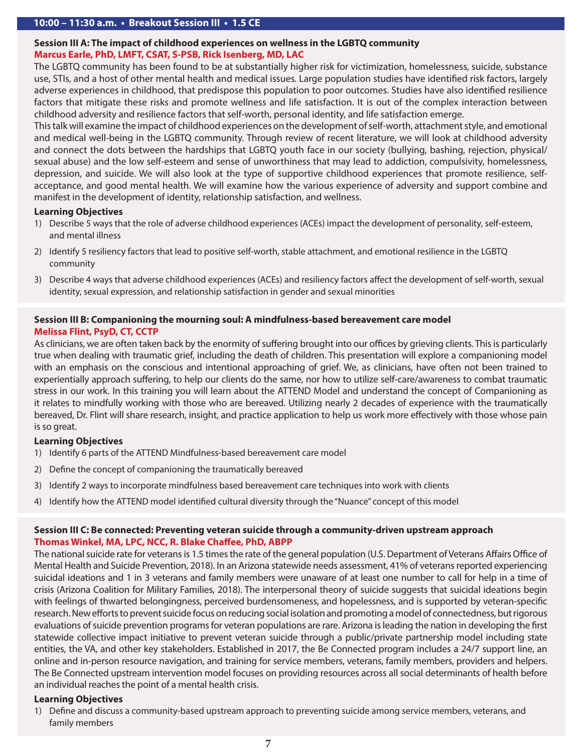## 10:00 – 11:30 a.m. • Breakout Session III • 1.5 CE

### Session III A: The impact of childhood experiences on wellness in the LGBTQ community

**Marcus Earle, PhD, LMFT, CSAT, S-PSB, Rick Isenberg, MD, LAC**

The LGBTQ community has been found to be at substantially higher risk for victimization, homelessness, suicide, substance use, STIs, and a host of other mental health and medical issues. Large population studies have identified risk factors, largely adverse experiences in childhood, that predispose this population to poor outcomes. Studies have also identified resilience factors that mitigate these risks and promote wellness and life satisfaction. It is out of the complex interaction between childhood adversity and resilience factors that self-worth, personal identity, and life satisfaction emerge.

This talk will examine the impact of childhood experiences on the development of self-worth, attachment style, and emotional and medical well-being in the LGBTQ community. Through review of recent literature, we will look at childhood adversity and connect the dots between the hardships that LGBTQ youth face in our society (bullying, bashing, rejection, physical/sexual abuse) and the low self-esteem and sense of unworthiness that may lead to addiction, compulsivity, homelessness, depression, and suicide. We will also look at the type of supportive childhood experiences that promote resilience, self-acceptance, and good mental health. We will examine how the various experience of adversity and support combine and manifest in the development of identity, relationship satisfaction, and wellness.

**Learning Objectives**

1) Describe 5 ways that the role of adverse childhood experiences (ACEs) impact the development of personality, self-esteem, and mental illness
2) Identify 5 resiliency factors that lead to positive self-worth, stable attachment, and emotional resilience in the LGBTQ community
3) Describe 4 ways that adverse childhood experiences (ACEs) and resiliency factors affect the development of self-worth, sexual identity, sexual expression, and relationship satisfaction in gender and sexual minorities

### Session III B: Companioning the mourning soul: A mindfulness-based bereavement care model

**Melissa Flint, PsyD, CT, CCTP**

As clinicians, we are often taken back by the enormity of suffering brought into our offices by grieving clients. This is particularly true when dealing with traumatic grief, including the death of children. This presentation will explore a companioning model with an emphasis on the conscious and intentional approaching of grief. We, as clinicians, have often not been trained to experientially approach suffering, to help our clients do the same, nor how to utilize self-care/awareness to combat traumatic stress in our work. In this training you will learn about the ATTEND Model and understand the concept of Companioning as it relates to mindfully working with those who are bereaved. Utilizing nearly 2 decades of experience with the traumatically bereaved, Dr. Flint will share research, insight, and practice application to help us work more effectively with those whose pain is so great.

**Learning Objectives**

1) Identify 6 parts of the ATTEND Mindfulness-based bereavement care model
2) Define the concept of companioning the traumatically bereaved
3) Identify 2 ways to incorporate mindfulness based bereavement care techniques into work with clients
4) Identify how the ATTEND model identified cultural diversity through the "Nuance" concept of this model

### Session III C: Be connected: Preventing veteran suicide through a community-driven upstream approach

**Thomas Winkel, MA, LPC, NCC, R. Blake Chaffee, PhD, ABPP**

The national suicide rate for veterans is 1.5 times the rate of the general population (U.S. Department of Veterans Affairs Office of Mental Health and Suicide Prevention, 2018). In an Arizona statewide needs assessment, 41% of veterans reported experiencing suicidal ideations and 1 in 3 veterans and family members were unaware of at least one number to call for help in a time of crisis (Arizona Coalition for Military Families, 2018). The interpersonal theory of suicide suggests that suicidal ideations begin with feelings of thwarted belongingness, perceived burdensomeness, and hopelessness, and is supported by veteran-specific research. New efforts to prevent suicide focus on reducing social isolation and promoting a model of connectedness, but rigorous evaluations of suicide prevention programs for veteran populations are rare. Arizona is leading the nation in developing the first statewide collective impact initiative to prevent veteran suicide through a public/private partnership model including state entities, the VA, and other key stakeholders. Established in 2017, the Be Connected program includes a 24/7 support line, an online and in-person resource navigation, and training for service members, veterans, family members, providers and helpers. The Be Connected upstream intervention model focuses on providing resources across all social determinants of health before an individual reaches the point of a mental health crisis.

**Learning Objectives**

1) Define and discuss a community-based upstream approach to preventing suicide among service members, veterans, and family members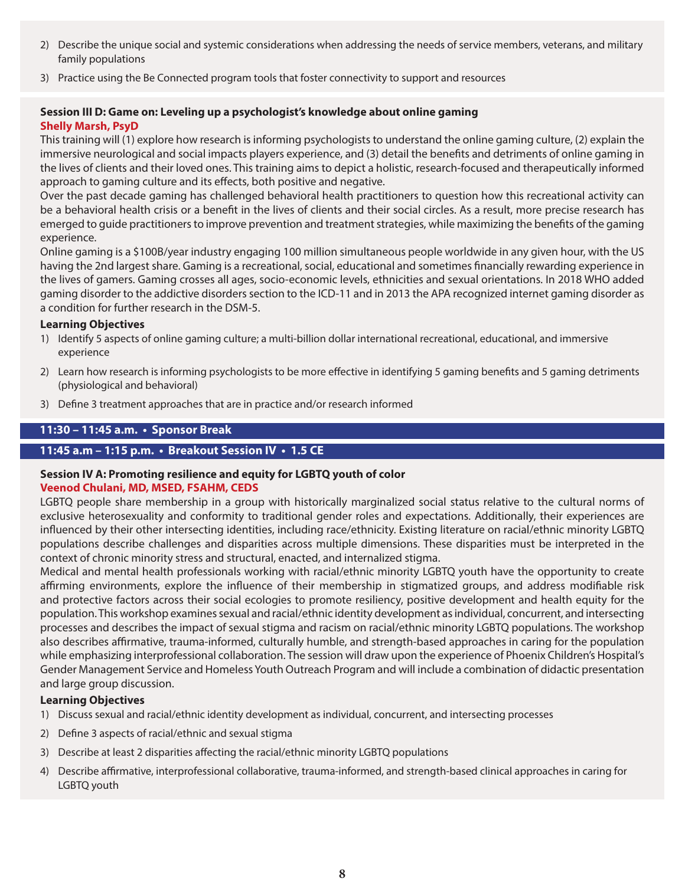2) Describe the unique social and systemic considerations when addressing the needs of service members, veterans, and military family populations
3) Practice using the Be Connected program tools that foster connectivity to support and resources

### Session III D: Game on: Leveling up a psychologist's knowledge about online gaming

**Shelly Marsh, PsyD**

This training will (1) explore how research is informing psychologists to understand the online gaming culture, (2) explain the immersive neurological and social impacts players experience, and (3) detail the benefits and detriments of online gaming in the lives of clients and their loved ones. This training aims to depict a holistic, research-focused and therapeutically informed approach to gaming culture and its effects, both positive and negative.

Over the past decade gaming has challenged behavioral health practitioners to question how this recreational activity can be a behavioral health crisis or a benefit in the lives of clients and their social circles. As a result, more precise research has emerged to guide practitioners to improve prevention and treatment strategies, while maximizing the benefits of the gaming experience.

Online gaming is a $100B/year industry engaging 100 million simultaneous people worldwide in any given hour, with the US having the 2nd largest share. Gaming is a recreational, social, educational and sometimes financially rewarding experience in the lives of gamers. Gaming crosses all ages, socio-economic levels, ethnicities and sexual orientations. In 2018 WHO added gaming disorder to the addictive disorders section to the ICD-11 and in 2013 the APA recognized internet gaming disorder as a condition for further research in the DSM-5.

**Learning Objectives**

1) Identify 5 aspects of online gaming culture; a multi-billion dollar international recreational, educational, and immersive experience
2) Learn how research is informing psychologists to be more effective in identifying 5 gaming benefits and 5 gaming detriments (physiological and behavioral)
3) Define 3 treatment approaches that are in practice and/or research informed

## 11:30 – 11:45 a.m. • Sponsor Break

## 11:45 a.m – 1:15 p.m. • Breakout Session IV • 1.5 CE

### Session IV A: Promoting resilience and equity for LGBTQ youth of color

**Veenod Chulani, MD, MSED, FSAHM, CEDS**

LGBTQ people share membership in a group with historically marginalized social status relative to the cultural norms of exclusive heterosexuality and conformity to traditional gender roles and expectations. Additionally, their experiences are influenced by their other intersecting identities, including race/ethnicity. Existing literature on racial/ethnic minority LGBTQ populations describe challenges and disparities across multiple dimensions. These disparities must be interpreted in the context of chronic minority stress and structural, enacted, and internalized stigma.

Medical and mental health professionals working with racial/ethnic minority LGBTQ youth have the opportunity to create affirming environments, explore the influence of their membership in stigmatized groups, and address modifiable risk and protective factors across their social ecologies to promote resiliency, positive development and health equity for the population. This workshop examines sexual and racial/ethnic identity development as individual, concurrent, and intersecting processes and describes the impact of sexual stigma and racism on racial/ethnic minority LGBTQ populations. The workshop also describes affirmative, trauma-informed, culturally humble, and strength-based approaches in caring for the population while emphasizing interprofessional collaboration. The session will draw upon the experience of Phoenix Children's Hospital's Gender Management Service and Homeless Youth Outreach Program and will include a combination of didactic presentation and large group discussion.

**Learning Objectives**

1) Discuss sexual and racial/ethnic identity development as individual, concurrent, and intersecting processes
2) Define 3 aspects of racial/ethnic and sexual stigma
3) Describe at least 2 disparities affecting the racial/ethnic minority LGBTQ populations
4) Describe affirmative, interprofessional collaborative, trauma-informed, and strength-based clinical approaches in caring for LGBTQ youth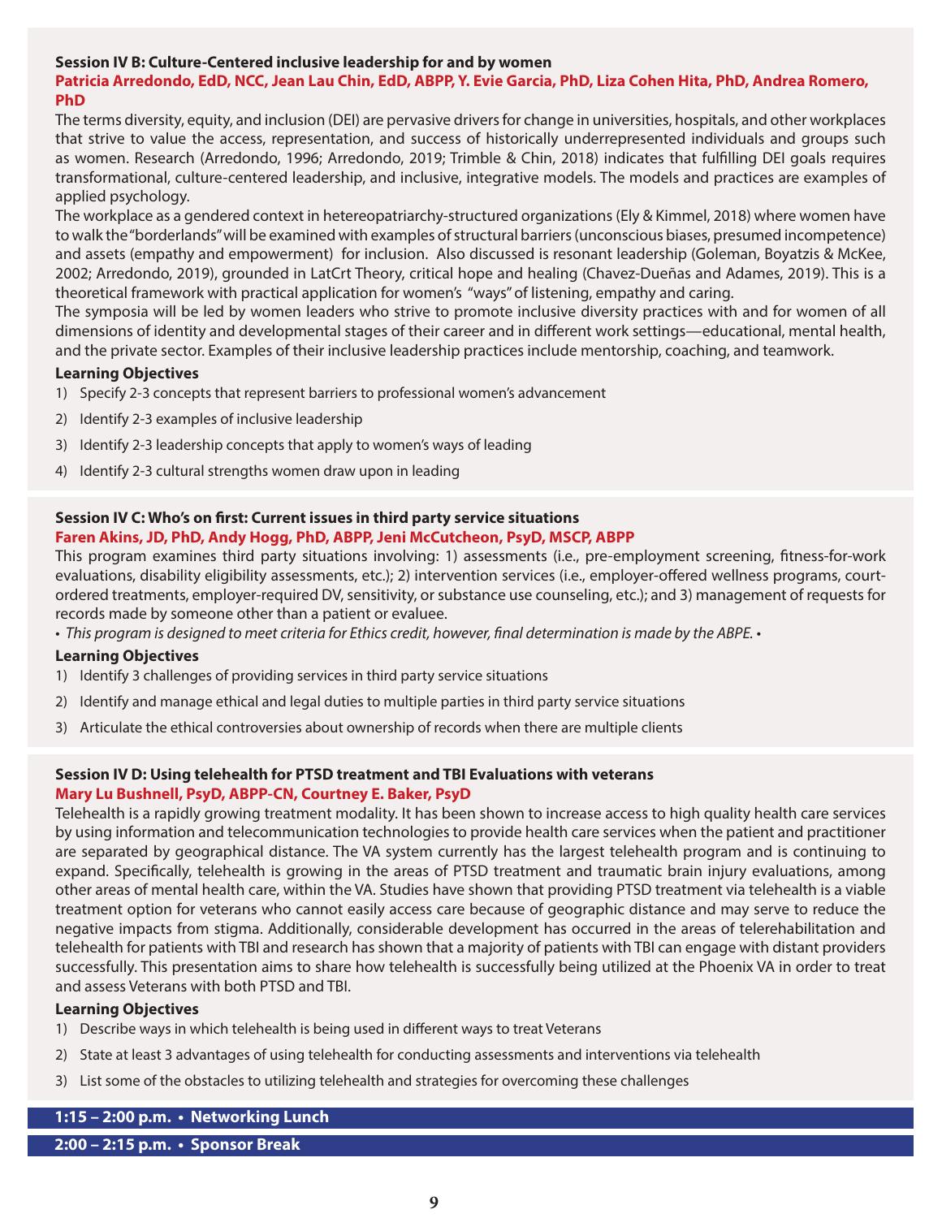### Session IV B: Culture-Centered inclusive leadership for and by women

**Patricia Arredondo, EdD, NCC, Jean Lau Chin, EdD, ABPP, Y. Evie Garcia, PhD, Liza Cohen Hita, PhD, Andrea Romero, PhD**

The terms diversity, equity, and inclusion (DEI) are pervasive drivers for change in universities, hospitals, and other workplaces that strive to value the access, representation, and success of historically underrepresented individuals and groups such as women. Research (Arredondo, 1996; Arredondo, 2019; Trimble & Chin, 2018) indicates that fulfilling DEI goals requires transformational, culture-centered leadership, and inclusive, integrative models. The models and practices are examples of applied psychology.

The workplace as a gendered context in hetereopatriarchy-structured organizations (Ely & Kimmel, 2018) where women have to walk the "borderlands" will be examined with examples of structural barriers (unconscious biases, presumed incompetence) and assets (empathy and empowerment) for inclusion. Also discussed is resonant leadership (Goleman, Boyatzis & McKee, 2002; Arredondo, 2019), grounded in LatCrt Theory, critical hope and healing (Chavez-Dueñas and Adames, 2019). This is a theoretical framework with practical application for women's "ways" of listening, empathy and caring.

The symposia will be led by women leaders who strive to promote inclusive diversity practices with and for women of all dimensions of identity and developmental stages of their career and in different work settings—educational, mental health, and the private sector. Examples of their inclusive leadership practices include mentorship, coaching, and teamwork.

**Learning Objectives**

1) Specify 2-3 concepts that represent barriers to professional women's advancement
2) Identify 2-3 examples of inclusive leadership
3) Identify 2-3 leadership concepts that apply to women's ways of leading
4) Identify 2-3 cultural strengths women draw upon in leading

### Session IV C: Who's on first: Current issues in third party service situations

**Faren Akins, JD, PhD, Andy Hogg, PhD, ABPP, Jeni McCutcheon, PsyD, MSCP, ABPP**

This program examines third party situations involving: 1) assessments (i.e., pre-employment screening, fitness-for-work evaluations, disability eligibility assessments, etc.); 2) intervention services (i.e., employer-offered wellness programs, court-ordered treatments, employer-required DV, sensitivity, or substance use counseling, etc.); and 3) management of requests for records made by someone other than a patient or evaluee.

• *This program is designed to meet criteria for Ethics credit, however, final determination is made by the ABPE.* •

**Learning Objectives**

1) Identify 3 challenges of providing services in third party service situations
2) Identify and manage ethical and legal duties to multiple parties in third party service situations
3) Articulate the ethical controversies about ownership of records when there are multiple clients

### Session IV D: Using telehealth for PTSD treatment and TBI Evaluations with veterans

**Mary Lu Bushnell, PsyD, ABPP-CN, Courtney E. Baker, PsyD**

Telehealth is a rapidly growing treatment modality. It has been shown to increase access to high quality health care services by using information and telecommunication technologies to provide health care services when the patient and practitioner are separated by geographical distance. The VA system currently has the largest telehealth program and is continuing to expand. Specifically, telehealth is growing in the areas of PTSD treatment and traumatic brain injury evaluations, among other areas of mental health care, within the VA. Studies have shown that providing PTSD treatment via telehealth is a viable treatment option for veterans who cannot easily access care because of geographic distance and may serve to reduce the negative impacts from stigma. Additionally, considerable development has occurred in the areas of telerehabilitation and telehealth for patients with TBI and research has shown that a majority of patients with TBI can engage with distant providers successfully. This presentation aims to share how telehealth is successfully being utilized at the Phoenix VA in order to treat and assess Veterans with both PTSD and TBI.

**Learning Objectives**

1) Describe ways in which telehealth is being used in different ways to treat Veterans
2) State at least 3 advantages of using telehealth for conducting assessments and interventions via telehealth
3) List some of the obstacles to utilizing telehealth and strategies for overcoming these challenges

**1:15 – 2:00 p.m. • Networking Lunch**

**2:00 – 2:15 p.m. • Sponsor Break**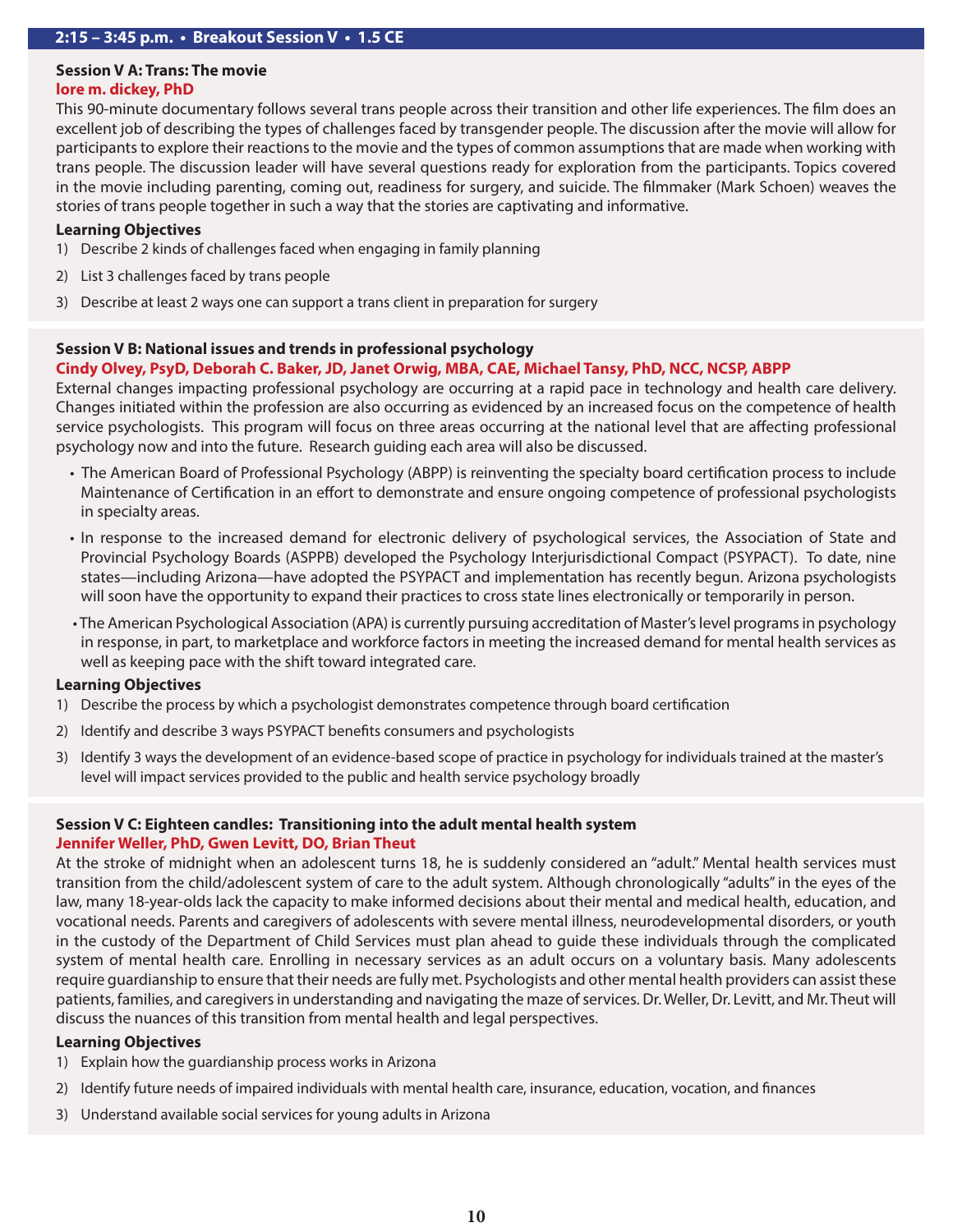## 2:15 – 3:45 p.m. • Breakout Session V • 1.5 CE

### Session V A: Trans: The movie

**lore m. dickey, PhD**

This 90-minute documentary follows several trans people across their transition and other life experiences. The film does an excellent job of describing the types of challenges faced by transgender people. The discussion after the movie will allow for participants to explore their reactions to the movie and the types of common assumptions that are made when working with trans people. The discussion leader will have several questions ready for exploration from the participants. Topics covered in the movie including parenting, coming out, readiness for surgery, and suicide. The filmmaker (Mark Schoen) weaves the stories of trans people together in such a way that the stories are captivating and informative.

**Learning Objectives**

1) Describe 2 kinds of challenges faced when engaging in family planning
2) List 3 challenges faced by trans people
3) Describe at least 2 ways one can support a trans client in preparation for surgery

### Session V B: National issues and trends in professional psychology

**Cindy Olvey, PsyD, Deborah C. Baker, JD, Janet Orwig, MBA, CAE, Michael Tansy, PhD, NCC, NCSP, ABPP**

External changes impacting professional psychology are occurring at a rapid pace in technology and health care delivery. Changes initiated within the profession are also occurring as evidenced by an increased focus on the competence of health service psychologists. This program will focus on three areas occurring at the national level that are affecting professional psychology now and into the future. Research guiding each area will also be discussed.

- The American Board of Professional Psychology (ABPP) is reinventing the specialty board certification process to include Maintenance of Certification in an effort to demonstrate and ensure ongoing competence of professional psychologists in specialty areas.
- In response to the increased demand for electronic delivery of psychological services, the Association of State and Provincial Psychology Boards (ASPPB) developed the Psychology Interjurisdictional Compact (PSYPACT). To date, nine states—including Arizona—have adopted the PSYPACT and implementation has recently begun. Arizona psychologists will soon have the opportunity to expand their practices to cross state lines electronically or temporarily in person.
- The American Psychological Association (APA) is currently pursuing accreditation of Master's level programs in psychology in response, in part, to marketplace and workforce factors in meeting the increased demand for mental health services as well as keeping pace with the shift toward integrated care.

**Learning Objectives**

1) Describe the process by which a psychologist demonstrates competence through board certification
2) Identify and describe 3 ways PSYPACT benefits consumers and psychologists
3) Identify 3 ways the development of an evidence-based scope of practice in psychology for individuals trained at the master's level will impact services provided to the public and health service psychology broadly

### Session V C: Eighteen candles: Transitioning into the adult mental health system

**Jennifer Weller, PhD, Gwen Levitt, DO, Brian Theut**

At the stroke of midnight when an adolescent turns 18, he is suddenly considered an "adult." Mental health services must transition from the child/adolescent system of care to the adult system. Although chronologically "adults" in the eyes of the law, many 18-year-olds lack the capacity to make informed decisions about their mental and medical health, education, and vocational needs. Parents and caregivers of adolescents with severe mental illness, neurodevelopmental disorders, or youth in the custody of the Department of Child Services must plan ahead to guide these individuals through the complicated system of mental health care. Enrolling in necessary services as an adult occurs on a voluntary basis. Many adolescents require guardianship to ensure that their needs are fully met. Psychologists and other mental health providers can assist these patients, families, and caregivers in understanding and navigating the maze of services. Dr. Weller, Dr. Levitt, and Mr. Theut will discuss the nuances of this transition from mental health and legal perspectives.

**Learning Objectives**

1) Explain how the guardianship process works in Arizona
2) Identify future needs of impaired individuals with mental health care, insurance, education, vocation, and finances
3) Understand available social services for young adults in Arizona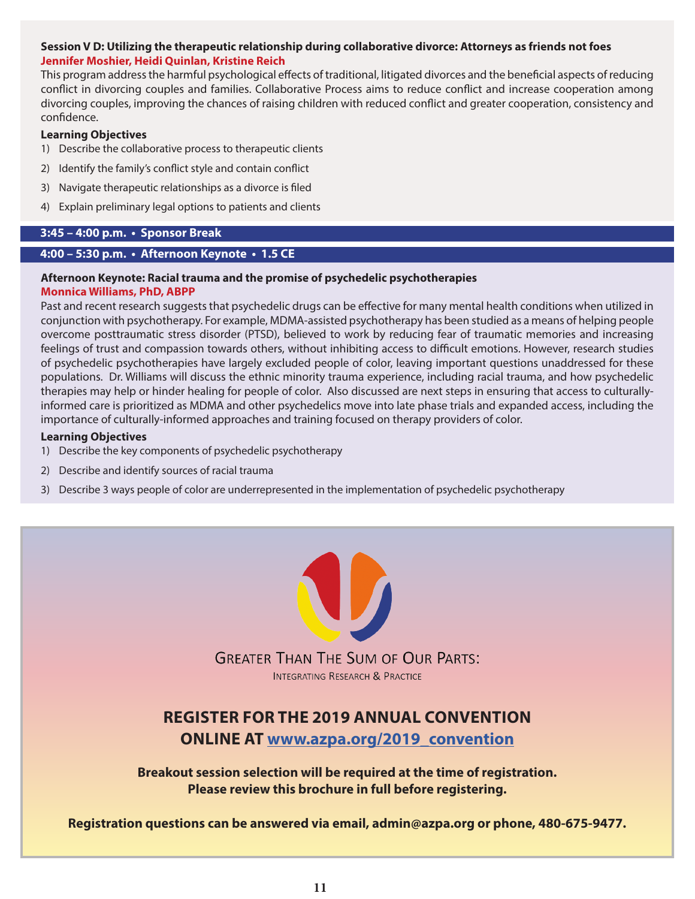### Session V D: Utilizing the therapeutic relationship during collaborative divorce: Attorneys as friends not foes

**Jennifer Moshier, Heidi Quinlan, Kristine Reich**

This program address the harmful psychological effects of traditional, litigated divorces and the beneficial aspects of reducing conflict in divorcing couples and families. Collaborative Process aims to reduce conflict and increase cooperation among divorcing couples, improving the chances of raising children with reduced conflict and greater cooperation, consistency and confidence.

**Learning Objectives**

1) Describe the collaborative process to therapeutic clients
2) Identify the family's conflict style and contain conflict
3) Navigate therapeutic relationships as a divorce is filed
4) Explain preliminary legal options to patients and clients

**3:45 – 4:00 p.m. • Sponsor Break**

**4:00 – 5:30 p.m. • Afternoon Keynote • 1.5 CE**

### Afternoon Keynote: Racial trauma and the promise of psychedelic psychotherapies

**Monnica Williams, PhD, ABPP**

Past and recent research suggests that psychedelic drugs can be effective for many mental health conditions when utilized in conjunction with psychotherapy. For example, MDMA-assisted psychotherapy has been studied as a means of helping people overcome posttraumatic stress disorder (PTSD), believed to work by reducing fear of traumatic memories and increasing feelings of trust and compassion towards others, without inhibiting access to difficult emotions. However, research studies of psychedelic psychotherapies have largely excluded people of color, leaving important questions unaddressed for these populations. Dr. Williams will discuss the ethnic minority trauma experience, including racial trauma, and how psychedelic therapies may help or hinder healing for people of color. Also discussed are next steps in ensuring that access to culturally-informed care is prioritized as MDMA and other psychedelics move into late phase trials and expanded access, including the importance of culturally-informed approaches and training focused on therapy providers of color.

**Learning Objectives**

1) Describe the key components of psychedelic psychotherapy
2) Describe and identify sources of racial trauma
3) Describe 3 ways people of color are underrepresented in the implementation of psychedelic psychotherapy

GREATER THAN THE SUM OF OUR PARTS:

INTEGRATING RESEARCH & PRACTICE

## REGISTER FOR THE 2019 ANNUAL CONVENTION ONLINE AT www.azpa.org/2019_convention

**Breakout session selection will be required at the time of registration. Please review this brochure in full before registering.**

**Registration questions can be answered via email, admin@azpa.org or phone, 480-675-9477.**